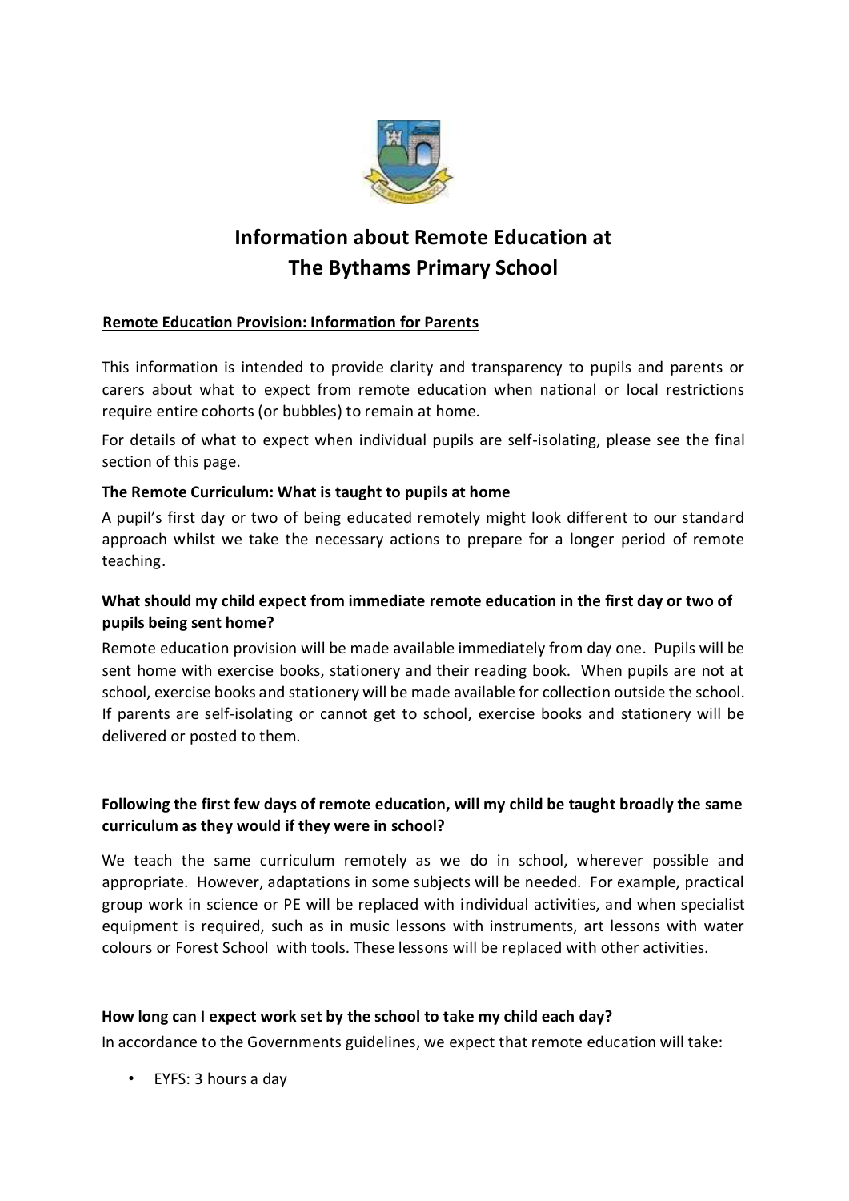# Information about Remote Education at The Bythams Primary School

**Remote Education Provision: Information for Parents**

This information is intended to provide clarity and transparency to pupils and parents or carers about what to expect from remote education when national or local restrictions require entire cohorts (or bubbles) to remain at home.

For details of what to expect when individual pupils are self-isolating, please see the final section of this page.

### The Remote Curriculum: What is taught to pupils at home

A pupil's first day or two of being educated remotely might look different to our standard approach whilst we take the necessary actions to prepare for a longer period of remote teaching.

### What should my child expect from immediate remote education in the first day or two of pupils being sent home?

Remote education provision will be made available immediately from day one. Pupils will be sent home with exercise books, stationery and their reading book. When pupils are not at school, exercise books and stationery will be made available for collection outside the school. If parents are self-isolating or cannot get to school, exercise books and stationery will be delivered or posted to them.

### Following the first few days of remote education, will my child be taught broadly the same curriculum as they would if they were in school?

We teach the same curriculum remotely as we do in school, wherever possible and appropriate. However, adaptations in some subjects will be needed. For example, practical group work in science or PE will be replaced with individual activities, and when specialist equipment is required, such as in music lessons with instruments, art lessons with water colours or Forest School with tools. These lessons will be replaced with other activities.

### How long can I expect work set by the school to take my child each day?

In accordance to the Governments guidelines, we expect that remote education will take:

- EYFS: 3 hours a day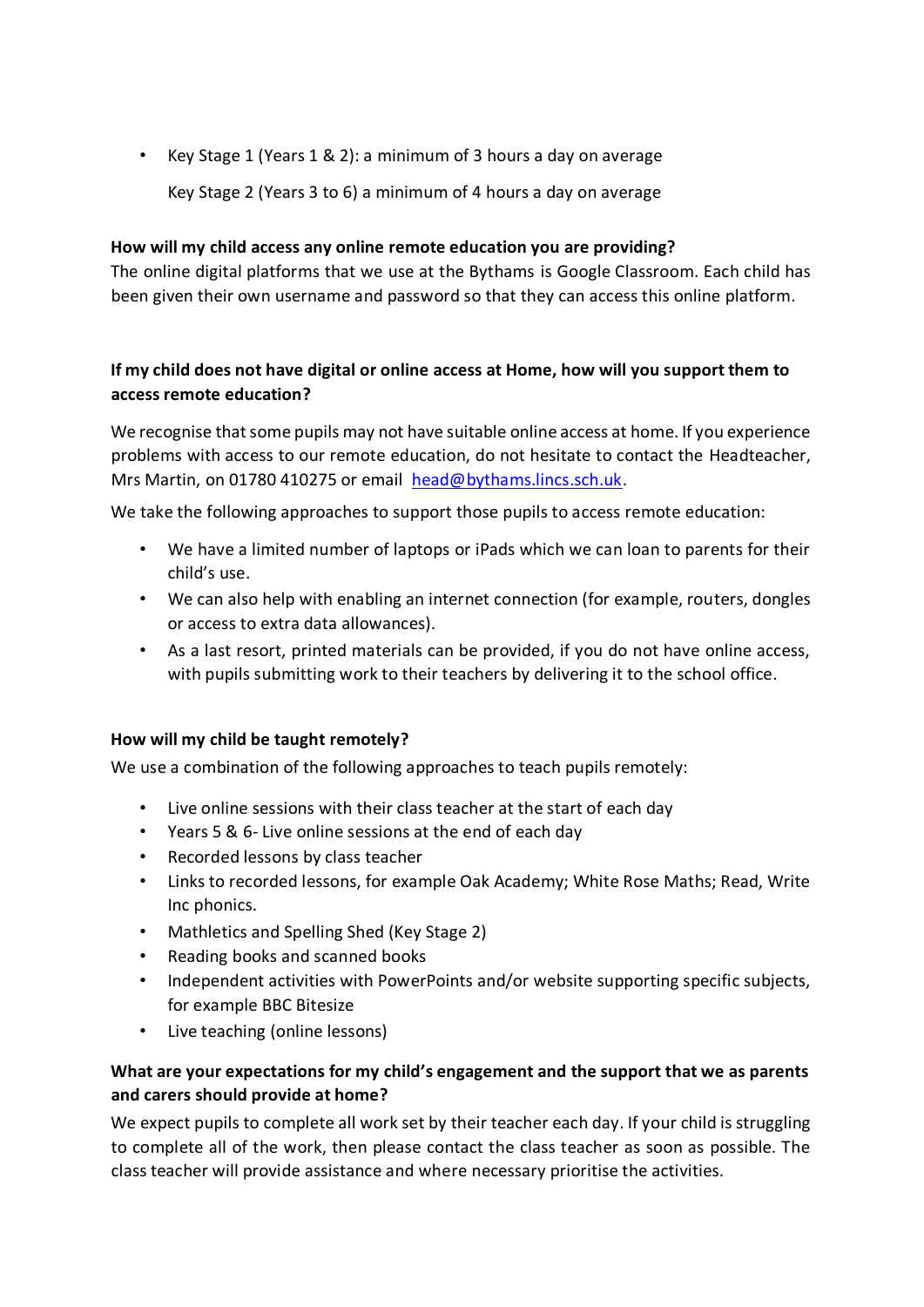- Key Stage 1 (Years 1 & 2): a minimum of 3 hours a day on average

  Key Stage 2 (Years 3 to 6) a minimum of 4 hours a day on average

**How will my child access any online remote education you are providing?**
The online digital platforms that we use at the Bythams is Google Classroom. Each child has been given their own username and password so that they can access this online platform.

**If my child does not have digital or online access at Home, how will you support them to access remote education?**

We recognise that some pupils may not have suitable online access at home. If you experience problems with access to our remote education, do not hesitate to contact the Headteacher, Mrs Martin, on 01780 410275 or email [head@bythams.lincs.sch.uk](mailto:head@bythams.lincs.sch.uk).

We take the following approaches to support those pupils to access remote education:

- We have a limited number of laptops or iPads which we can loan to parents for their child's use.
- We can also help with enabling an internet connection (for example, routers, dongles or access to extra data allowances).
- As a last resort, printed materials can be provided, if you do not have online access, with pupils submitting work to their teachers by delivering it to the school office.

**How will my child be taught remotely?**
We use a combination of the following approaches to teach pupils remotely:

- Live online sessions with their class teacher at the start of each day
- Years 5 & 6- Live online sessions at the end of each day
- Recorded lessons by class teacher
- Links to recorded lessons, for example Oak Academy; White Rose Maths; Read, Write Inc phonics.
- Mathletics and Spelling Shed (Key Stage 2)
- Reading books and scanned books
- Independent activities with PowerPoints and/or website supporting specific subjects, for example BBC Bitesize
- Live teaching (online lessons)

**What are your expectations for my child's engagement and the support that we as parents and carers should provide at home?**
We expect pupils to complete all work set by their teacher each day. If your child is struggling to complete all of the work, then please contact the class teacher as soon as possible. The class teacher will provide assistance and where necessary prioritise the activities.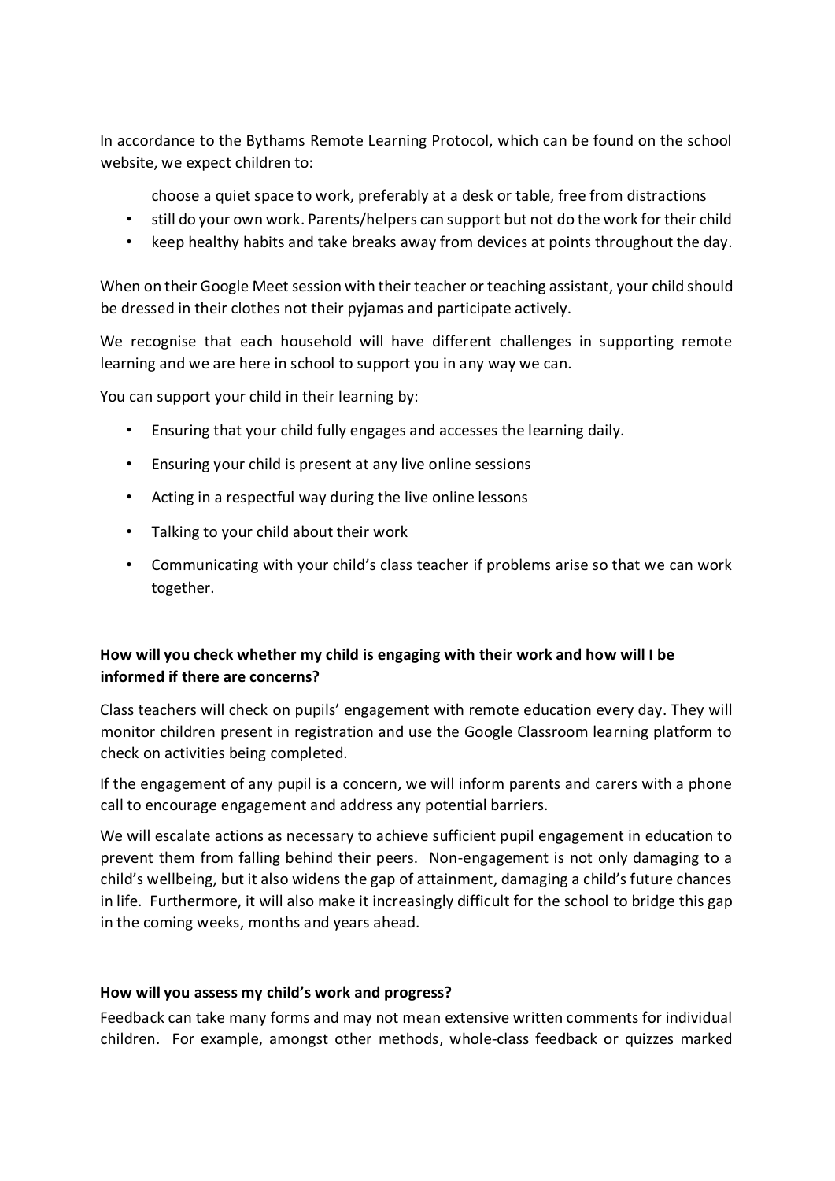In accordance to the Bythams Remote Learning Protocol, which can be found on the school website, we expect children to:

choose a quiet space to work, preferably at a desk or table, free from distractions

- still do your own work. Parents/helpers can support but not do the work for their child
- keep healthy habits and take breaks away from devices at points throughout the day.

When on their Google Meet session with their teacher or teaching assistant, your child should be dressed in their clothes not their pyjamas and participate actively.

We recognise that each household will have different challenges in supporting remote learning and we are here in school to support you in any way we can.

You can support your child in their learning by:

- Ensuring that your child fully engages and accesses the learning daily.
- Ensuring your child is present at any live online sessions
- Acting in a respectful way during the live online lessons
- Talking to your child about their work
- Communicating with your child's class teacher if problems arise so that we can work together.

**How will you check whether my child is engaging with their work and how will I be informed if there are concerns?**

Class teachers will check on pupils' engagement with remote education every day. They will monitor children present in registration and use the Google Classroom learning platform to check on activities being completed.

If the engagement of any pupil is a concern, we will inform parents and carers with a phone call to encourage engagement and address any potential barriers.

We will escalate actions as necessary to achieve sufficient pupil engagement in education to prevent them from falling behind their peers. Non-engagement is not only damaging to a child's wellbeing, but it also widens the gap of attainment, damaging a child's future chances in life. Furthermore, it will also make it increasingly difficult for the school to bridge this gap in the coming weeks, months and years ahead.

**How will you assess my child's work and progress?**

Feedback can take many forms and may not mean extensive written comments for individual children. For example, amongst other methods, whole-class feedback or quizzes marked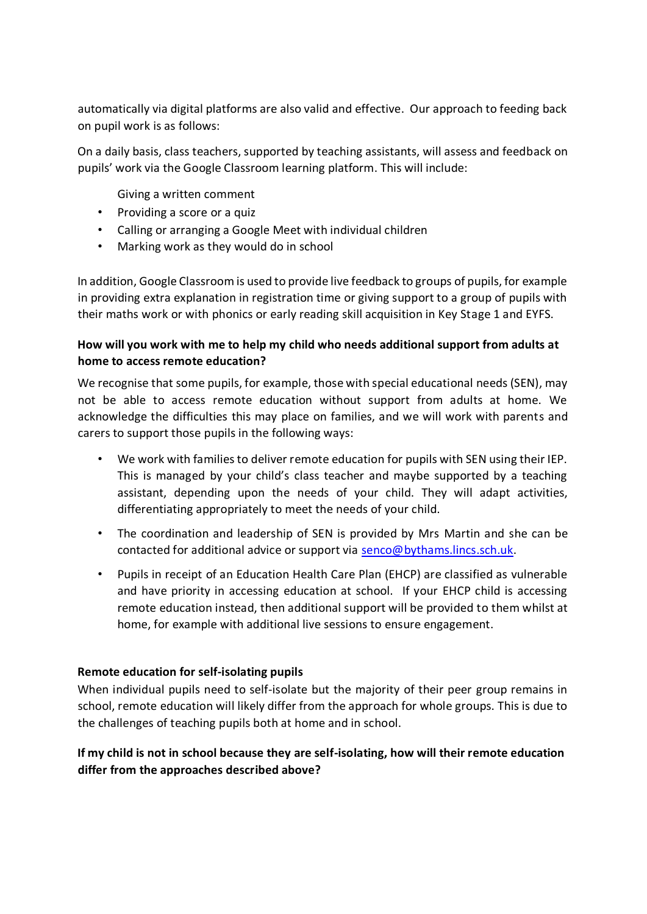automatically via digital platforms are also valid and effective. Our approach to feeding back on pupil work is as follows:

On a daily basis, class teachers, supported by teaching assistants, will assess and feedback on pupils' work via the Google Classroom learning platform. This will include:

- Giving a written comment
- Providing a score or a quiz
- Calling or arranging a Google Meet with individual children
- Marking work as they would do in school

In addition, Google Classroom is used to provide live feedback to groups of pupils, for example in providing extra explanation in registration time or giving support to a group of pupils with their maths work or with phonics or early reading skill acquisition in Key Stage 1 and EYFS.

**How will you work with me to help my child who needs additional support from adults at home to access remote education?**

We recognise that some pupils, for example, those with special educational needs (SEN), may not be able to access remote education without support from adults at home. We acknowledge the difficulties this may place on families, and we will work with parents and carers to support those pupils in the following ways:

- We work with families to deliver remote education for pupils with SEN using their IEP. This is managed by your child's class teacher and maybe supported by a teaching assistant, depending upon the needs of your child. They will adapt activities, differentiating appropriately to meet the needs of your child.
- The coordination and leadership of SEN is provided by Mrs Martin and she can be contacted for additional advice or support via senco@bythams.lincs.sch.uk.
- Pupils in receipt of an Education Health Care Plan (EHCP) are classified as vulnerable and have priority in accessing education at school. If your EHCP child is accessing remote education instead, then additional support will be provided to them whilst at home, for example with additional live sessions to ensure engagement.

**Remote education for self-isolating pupils**

When individual pupils need to self-isolate but the majority of their peer group remains in school, remote education will likely differ from the approach for whole groups. This is due to the challenges of teaching pupils both at home and in school.

**If my child is not in school because they are self-isolating, how will their remote education differ from the approaches described above?**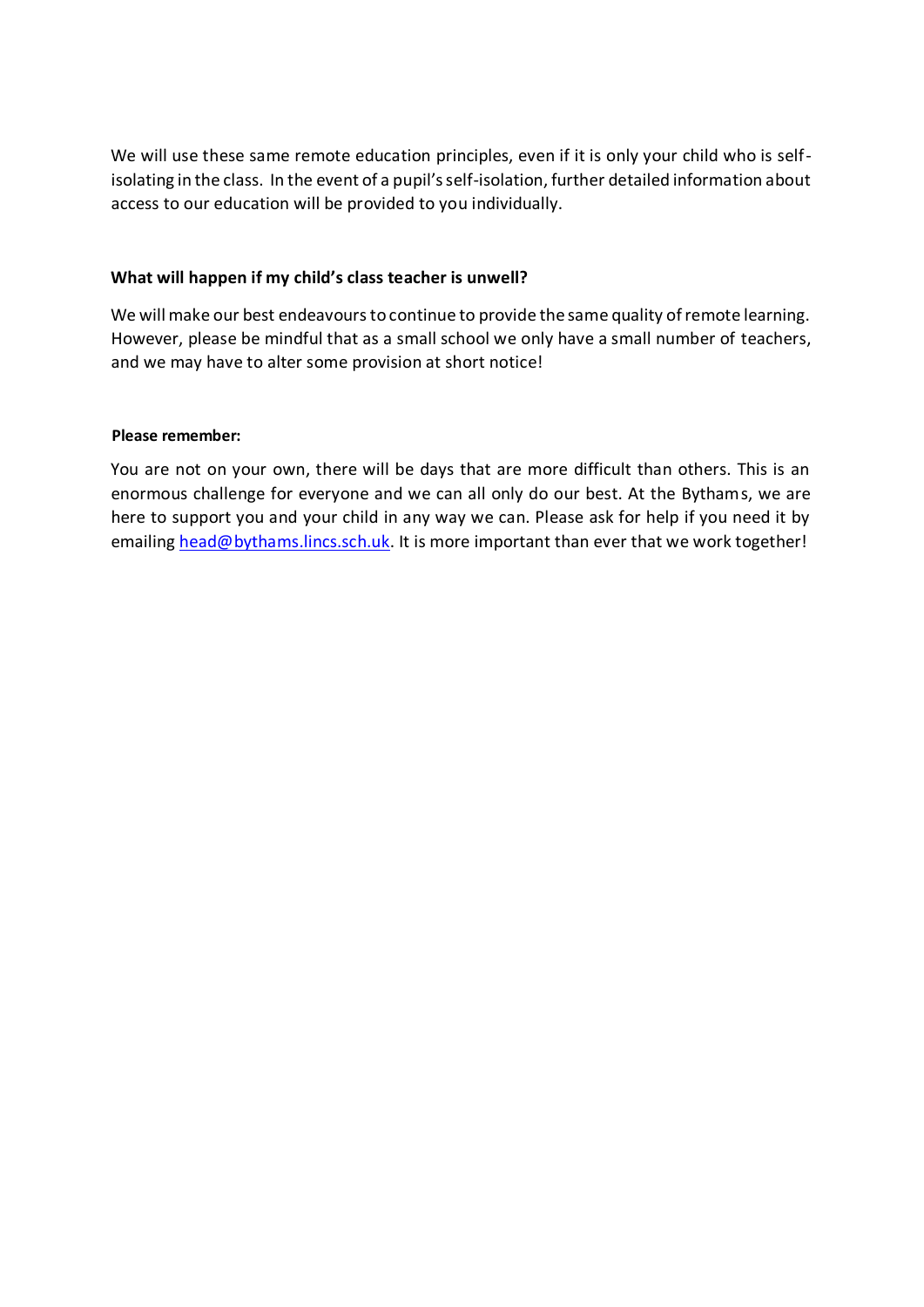We will use these same remote education principles, even if it is only your child who is self-isolating in the class. In the event of a pupil's self-isolation, further detailed information about access to our education will be provided to you individually.

### What will happen if my child's class teacher is unwell?

We will make our best endeavours to continue to provide the same quality of remote learning. However, please be mindful that as a small school we only have a small number of teachers, and we may have to alter some provision at short notice!

**Please remember:**

You are not on your own, there will be days that are more difficult than others. This is an enormous challenge for everyone and we can all only do our best. At the Bythams, we are here to support you and your child in any way we can. Please ask for help if you need it by emailing head@bythams.lincs.sch.uk. It is more important than ever that we work together!